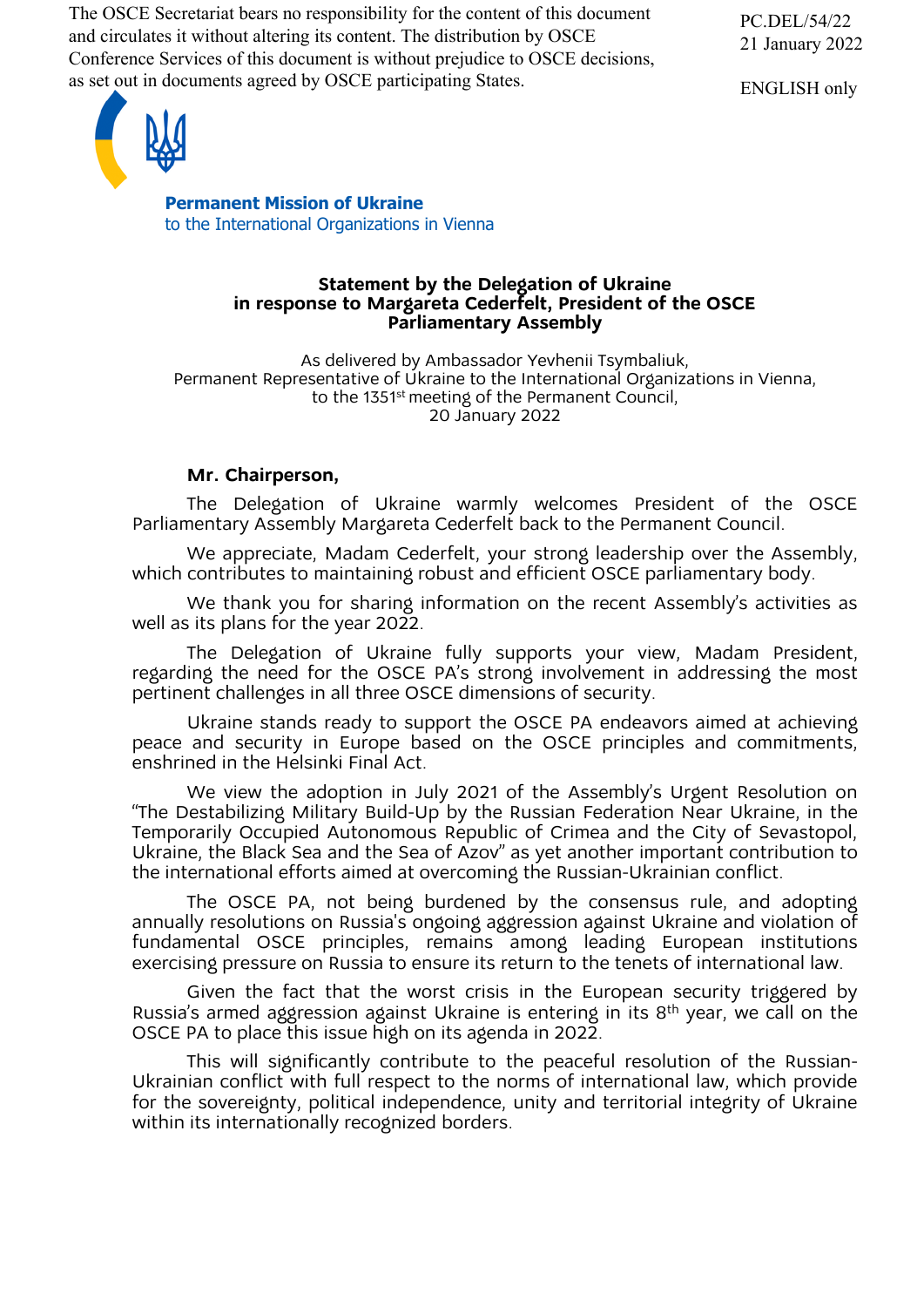The OSCE Secretariat bears no responsibility for the content of this document and circulates it without altering its content. The distribution by OSCE Conference Services of this document is without prejudice to OSCE decisions, as set out in documents agreed by OSCE participating States.

PC.DEL/54/22
21 January 2022

ENGLISH only

**Permanent Mission of Ukraine**
to the International Organizations in Vienna

## Statement by the Delegation of Ukraine in response to Margareta Cederfelt, President of the OSCE Parliamentary Assembly

As delivered by Ambassador Yevhenii Tsymbaliuk,
Permanent Representative of Ukraine to the International Organizations in Vienna,
to the 1351st meeting of the Permanent Council,
20 January 2022

**Mr. Chairperson,**

The Delegation of Ukraine warmly welcomes President of the OSCE Parliamentary Assembly Margareta Cederfelt back to the Permanent Council.

We appreciate, Madam Cederfelt, your strong leadership over the Assembly, which contributes to maintaining robust and efficient OSCE parliamentary body.

We thank you for sharing information on the recent Assembly's activities as well as its plans for the year 2022.

The Delegation of Ukraine fully supports your view, Madam President, regarding the need for the OSCE PA's strong involvement in addressing the most pertinent challenges in all three OSCE dimensions of security.

Ukraine stands ready to support the OSCE PA endeavors aimed at achieving peace and security in Europe based on the OSCE principles and commitments, enshrined in the Helsinki Final Act.

We view the adoption in July 2021 of the Assembly's Urgent Resolution on "The Destabilizing Military Build-Up by the Russian Federation Near Ukraine, in the Temporarily Occupied Autonomous Republic of Crimea and the City of Sevastopol, Ukraine, the Black Sea and the Sea of Azov" as yet another important contribution to the international efforts aimed at overcoming the Russian-Ukrainian conflict.

The OSCE PA, not being burdened by the consensus rule, and adopting annually resolutions on Russia's ongoing aggression against Ukraine and violation of fundamental OSCE principles, remains among leading European institutions exercising pressure on Russia to ensure its return to the tenets of international law.

Given the fact that the worst crisis in the European security triggered by Russia's armed aggression against Ukraine is entering in its 8th year, we call on the OSCE PA to place this issue high on its agenda in 2022.

This will significantly contribute to the peaceful resolution of the Russian-Ukrainian conflict with full respect to the norms of international law, which provide for the sovereignty, political independence, unity and territorial integrity of Ukraine within its internationally recognized borders.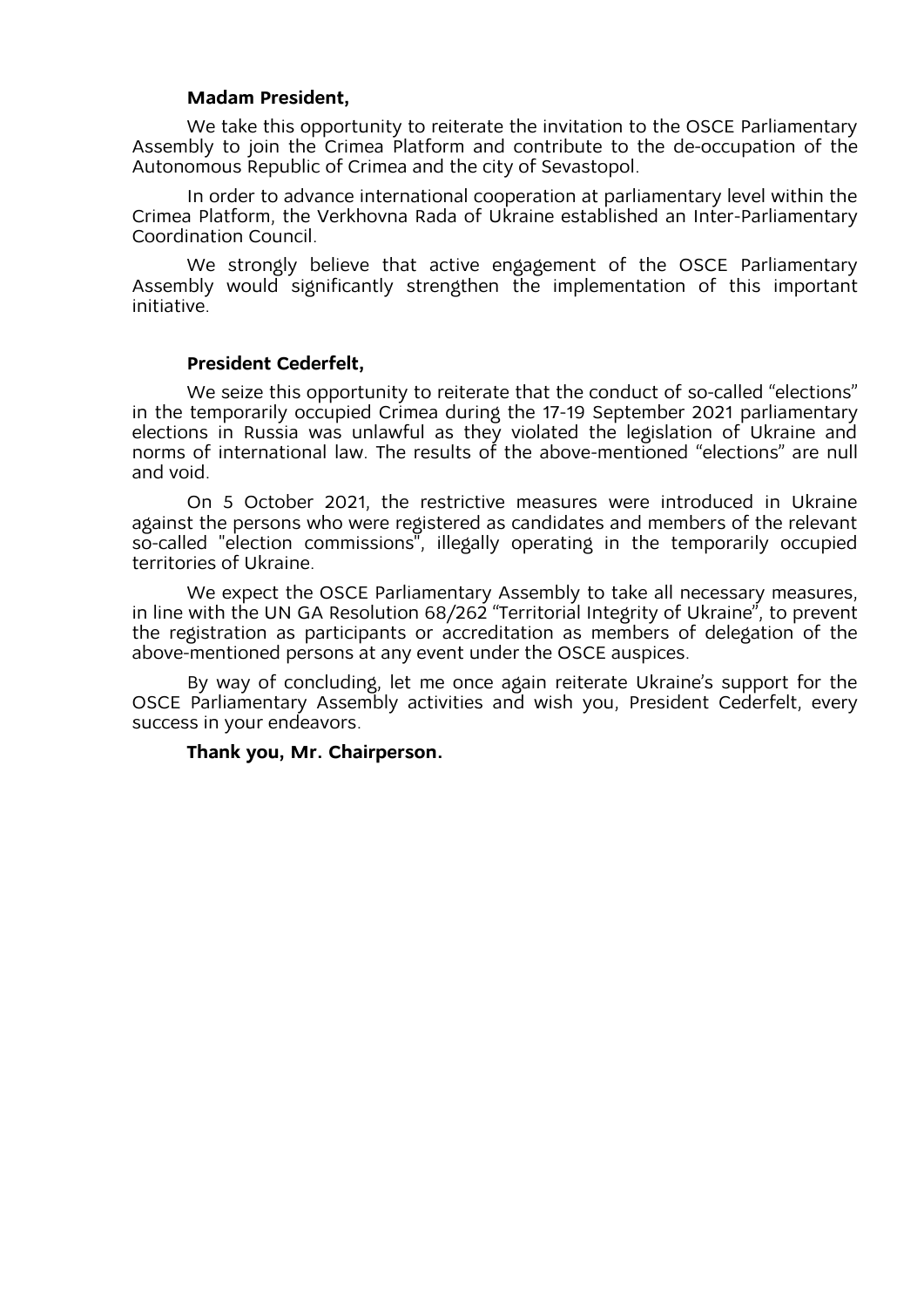**Madam President,**

We take this opportunity to reiterate the invitation to the OSCE Parliamentary Assembly to join the Crimea Platform and contribute to the de-occupation of the Autonomous Republic of Crimea and the city of Sevastopol.

In order to advance international cooperation at parliamentary level within the Crimea Platform, the Verkhovna Rada of Ukraine established an Inter-Parliamentary Coordination Council.

We strongly believe that active engagement of the OSCE Parliamentary Assembly would significantly strengthen the implementation of this important initiative.

**President Cederfelt,**

We seize this opportunity to reiterate that the conduct of so-called "elections" in the temporarily occupied Crimea during the 17-19 September 2021 parliamentary elections in Russia was unlawful as they violated the legislation of Ukraine and norms of international law. The results of the above-mentioned "elections" are null and void.

On 5 October 2021, the restrictive measures were introduced in Ukraine against the persons who were registered as candidates and members of the relevant so-called "election commissions", illegally operating in the temporarily occupied territories of Ukraine.

We expect the OSCE Parliamentary Assembly to take all necessary measures, in line with the UN GA Resolution 68/262 "Territorial Integrity of Ukraine", to prevent the registration as participants or accreditation as members of delegation of the above-mentioned persons at any event under the OSCE auspices.

By way of concluding, let me once again reiterate Ukraine's support for the OSCE Parliamentary Assembly activities and wish you, President Cederfelt, every success in your endeavors.

**Thank you, Mr. Chairperson.**